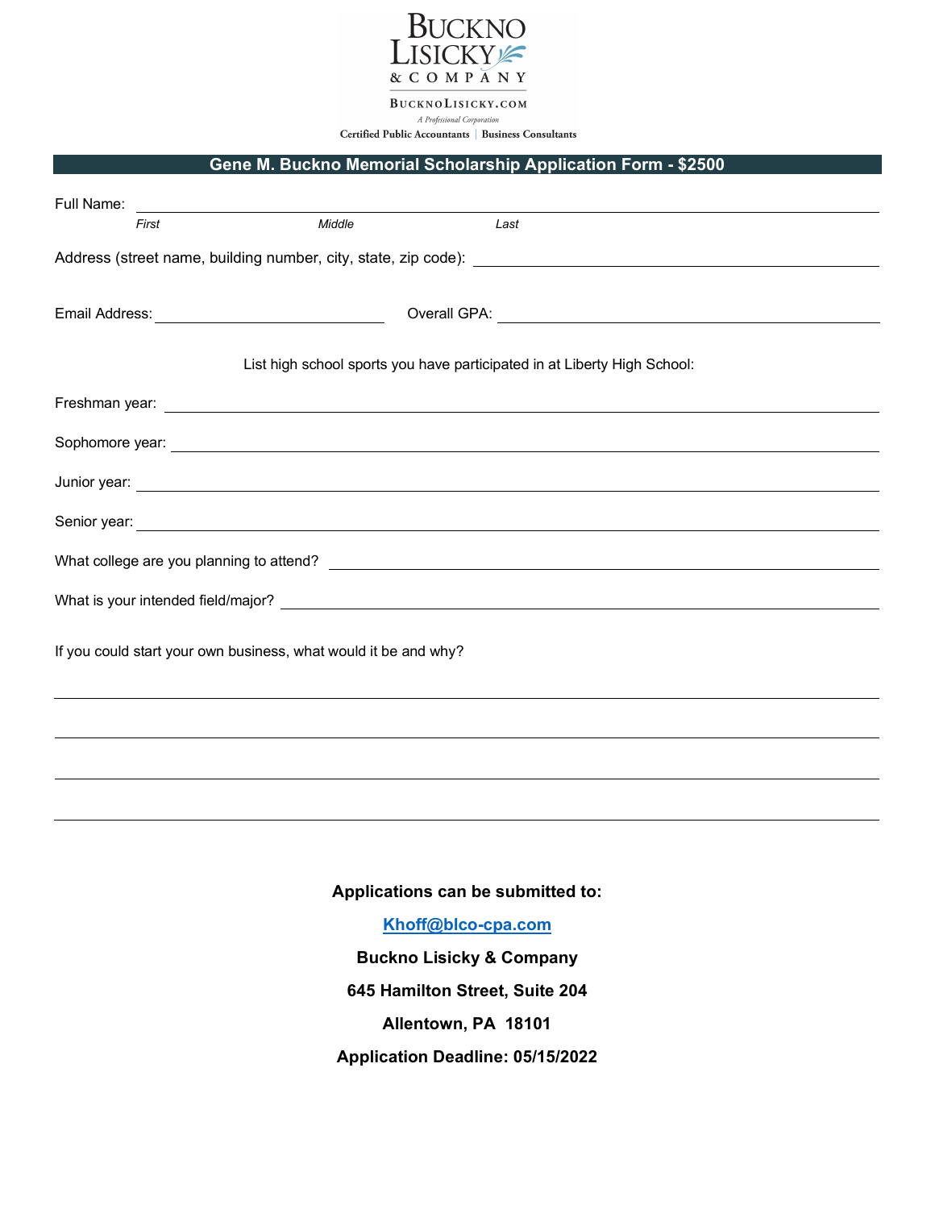Buckno Lisicky & Company

BucknoLisicky.com

*A Professional Corporation*

Certified Public Accountants | Business Consultants

## Gene M. Buckno Memorial Scholarship Application Form - $2500

Full Name: ______________________________________________

*First* *Middle* *Last*

Address (street name, building number, city, state, zip code): ______________________________

Email Address: ____________________ Overall GPA: ____________________

List high school sports you have participated in at Liberty High School:

Freshman year: ______________________________________________

Sophomore year: ______________________________________________

Junior year: ______________________________________________

Senior year: ______________________________________________

What college are you planning to attend? ______________________________

What is your intended field/major? ______________________________

If you could start your own business, what would it be and why?

______________________________________________

______________________________________________

______________________________________________

______________________________________________

**Applications can be submitted to:**

**Khoff@blco-cpa.com**

**Buckno Lisicky & Company**

**645 Hamilton Street, Suite 204**

**Allentown, PA 18101**

**Application Deadline: 05/15/2022**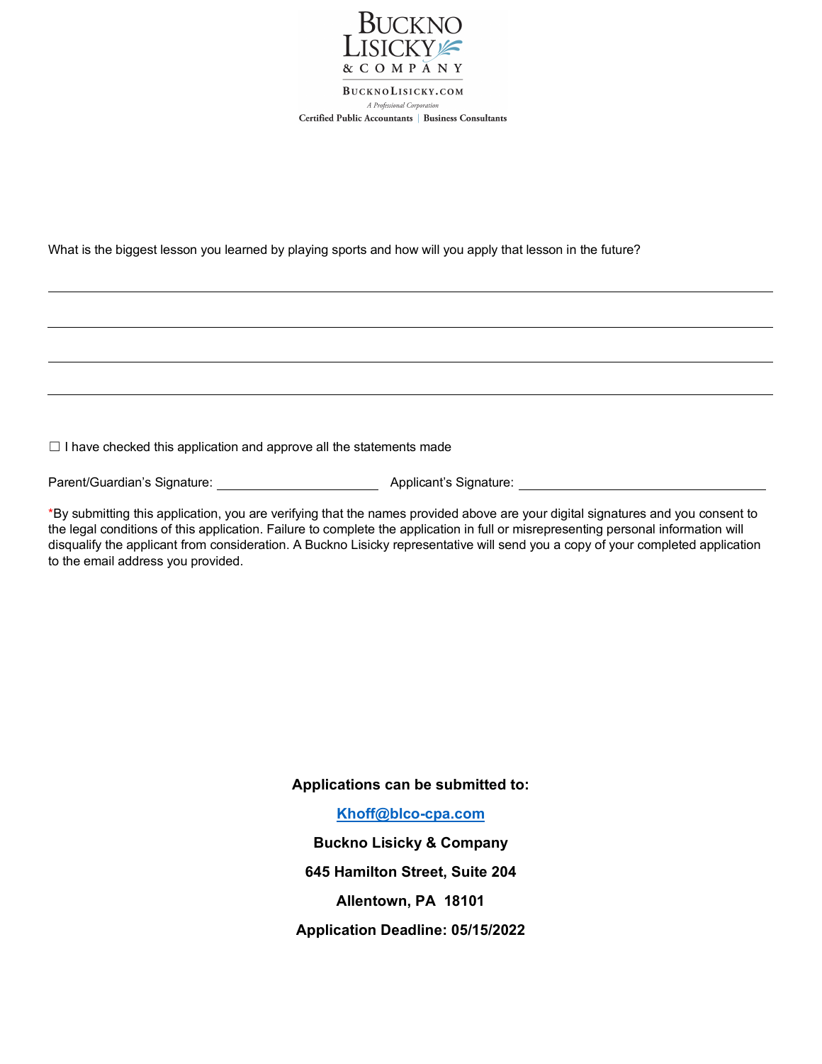Buckno Lisicky & Company

BucknoLisicky.com

*A Professional Corporation*

Certified Public Accountants | Business Consultants

What is the biggest lesson you learned by playing sports and how will you apply that lesson in the future?

______________________________________________________________________________

______________________________________________________________________________

______________________________________________________________________________

______________________________________________________________________________

☐ I have checked this application and approve all the statements made

Parent/Guardian's Signature: ____________________ Applicant's Signature: ______________________________

*By submitting this application, you are verifying that the names provided above are your digital signatures and you consent to the legal conditions of this application. Failure to complete the application in full or misrepresenting personal information will disqualify the applicant from consideration. A Buckno Lisicky representative will send you a copy of your completed application to the email address you provided.

**Applications can be submitted to:**

**Khoff@blco-cpa.com**

**Buckno Lisicky & Company**

**645 Hamilton Street, Suite 204**

**Allentown, PA 18101**

**Application Deadline: 05/15/2022**